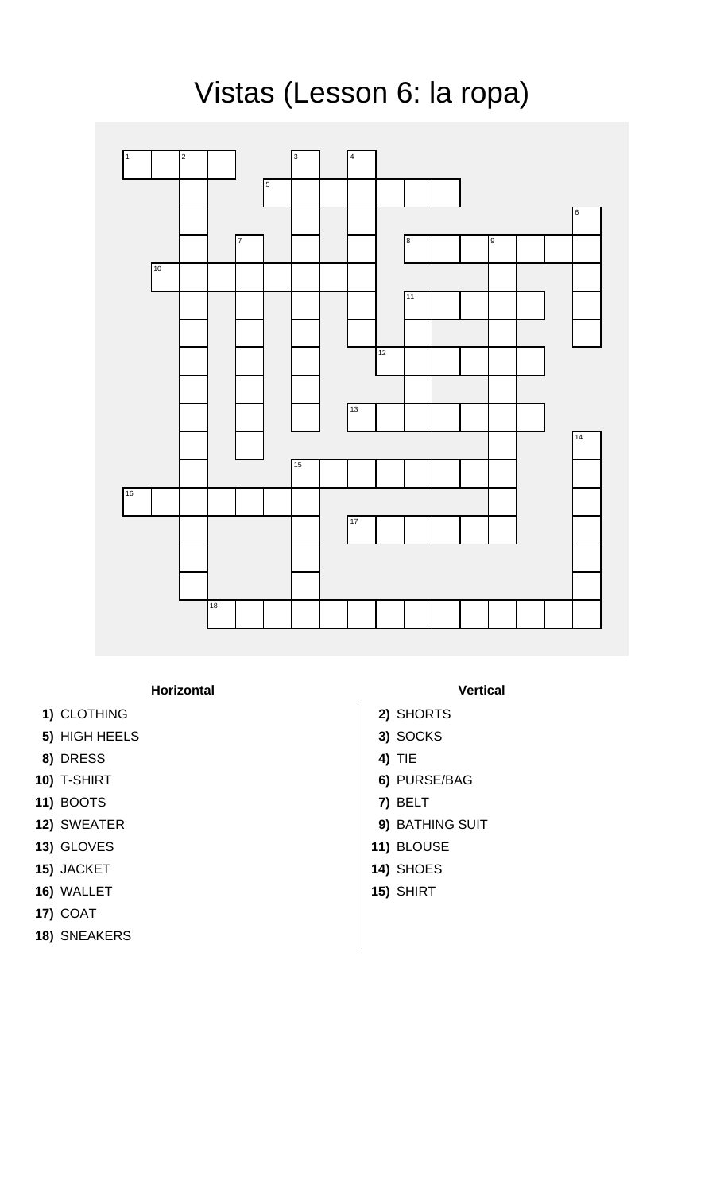# Vistas (Lesson 6: la ropa)

**Horizontal**

**1)** CLOTHING
**5)** HIGH HEELS
**8)** DRESS
**10)** T-SHIRT
**11)** BOOTS
**12)** SWEATER
**13)** GLOVES
**15)** JACKET
**16)** WALLET
**17)** COAT
**18)** SNEAKERS

**Vertical**

**2)** SHORTS
**3)** SOCKS
**4)** TIE
**6)** PURSE/BAG
**7)** BELT
**9)** BATHING SUIT
**11)** BLOUSE
**14)** SHOES
**15)** SHIRT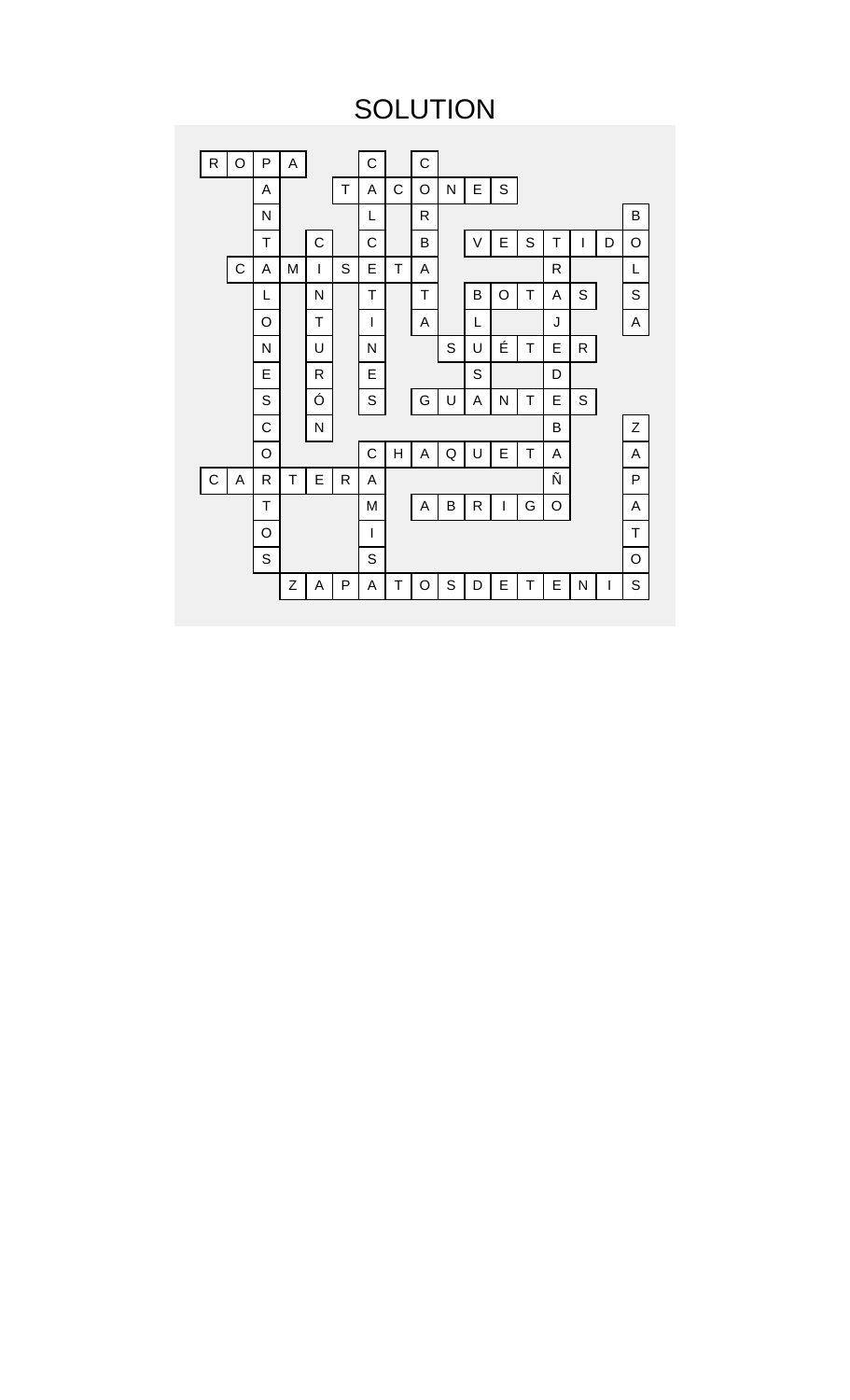# SOLUTION

| | | | | | | | | | | | | | | | | |
|---|---|---|---|---|---|---|---|---|---|---|---|---|---|---|---|---|
| R | O | P | A | | | C | | C | | | | | | | | |
| | | A | | | T | A | C | O | N | E | S | | | | | |
| | | N | | | | L | | R | | | | | | | | B |
| | | T | | C | | C | | B | | V | E | S | T | I | D | O |
| | C | A | M | I | S | E | T | A | | | | | R | | | L |
| | | L | | N | | T | | T | | B | O | T | A | S | | S |
| | | O | | T | | I | | A | | L | | | J | | | A |
| | | N | | U | | N | | | S | U | É | T | E | R | | |
| | | E | | R | | E | | | | S | | | D | | | |
| | | S | | Ó | | S | | G | U | A | N | T | E | S | | |
| | | C | | N | | | | | | | | | B | | | Z |
| | | O | | | | C | H | A | Q | U | E | T | A | | | A |
| C | A | R | T | E | R | A | | | | | | | Ñ | | | P |
| | | T | | | | M | | A | B | R | I | G | O | | | A |
| | | O | | | | I | | | | | | | | | | T |
| | | S | | | | S | | | | | | | | | | O |
| | | | Z | A | P | A | T | O | S | D | E | T | E | N | I | S |